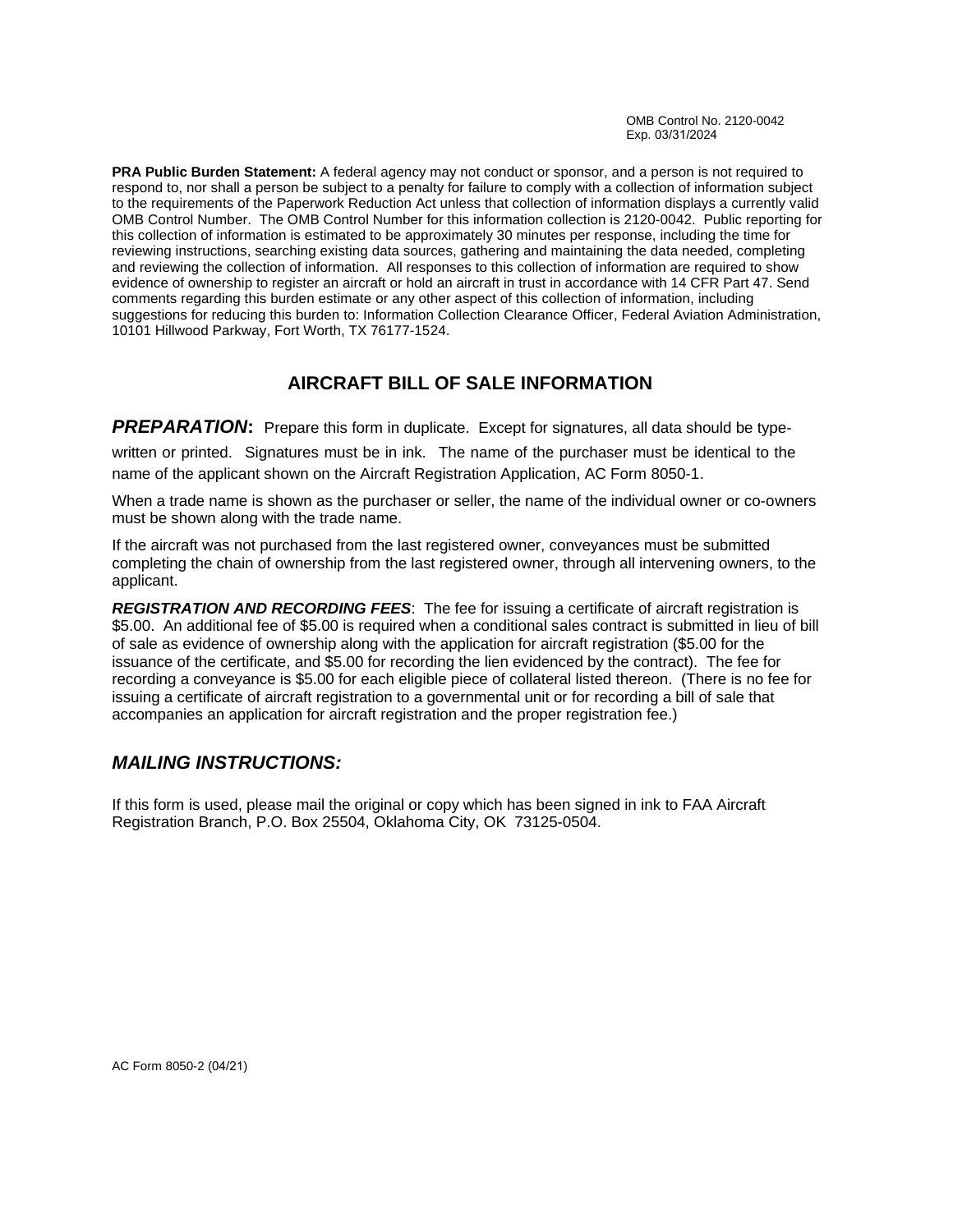OMB Control No. 2120-0042
Exp. 03/31/2024

**PRA Public Burden Statement:** A federal agency may not conduct or sponsor, and a person is not required to respond to, nor shall a person be subject to a penalty for failure to comply with a collection of information subject to the requirements of the Paperwork Reduction Act unless that collection of information displays a currently valid OMB Control Number. The OMB Control Number for this information collection is 2120-0042. Public reporting for this collection of information is estimated to be approximately 30 minutes per response, including the time for reviewing instructions, searching existing data sources, gathering and maintaining the data needed, completing and reviewing the collection of information. All responses to this collection of information are required to show evidence of ownership to register an aircraft or hold an aircraft in trust in accordance with 14 CFR Part 47. Send comments regarding this burden estimate or any other aspect of this collection of information, including suggestions for reducing this burden to: Information Collection Clearance Officer, Federal Aviation Administration, 10101 Hillwood Parkway, Fort Worth, TX 76177-1524.

# AIRCRAFT BILL OF SALE INFORMATION

***PREPARATION*:** Prepare this form in duplicate. Except for signatures, all data should be type-written or printed. Signatures must be in ink. The name of the purchaser must be identical to the name of the applicant shown on the Aircraft Registration Application, AC Form 8050-1.

When a trade name is shown as the purchaser or seller, the name of the individual owner or co-owners must be shown along with the trade name.

If the aircraft was not purchased from the last registered owner, conveyances must be submitted completing the chain of ownership from the last registered owner, through all intervening owners, to the applicant.

***REGISTRATION AND RECORDING FEES***: The fee for issuing a certificate of aircraft registration is $5.00. An additional fee of $5.00 is required when a conditional sales contract is submitted in lieu of bill of sale as evidence of ownership along with the application for aircraft registration ($5.00 for the issuance of the certificate, and $5.00 for recording the lien evidenced by the contract). The fee for recording a conveyance is $5.00 for each eligible piece of collateral listed thereon. (There is no fee for issuing a certificate of aircraft registration to a governmental unit or for recording a bill of sale that accompanies an application for aircraft registration and the proper registration fee.)

## *MAILING INSTRUCTIONS:*

If this form is used, please mail the original or copy which has been signed in ink to FAA Aircraft Registration Branch, P.O. Box 25504, Oklahoma City, OK 73125-0504.

AC Form 8050-2 (04/21)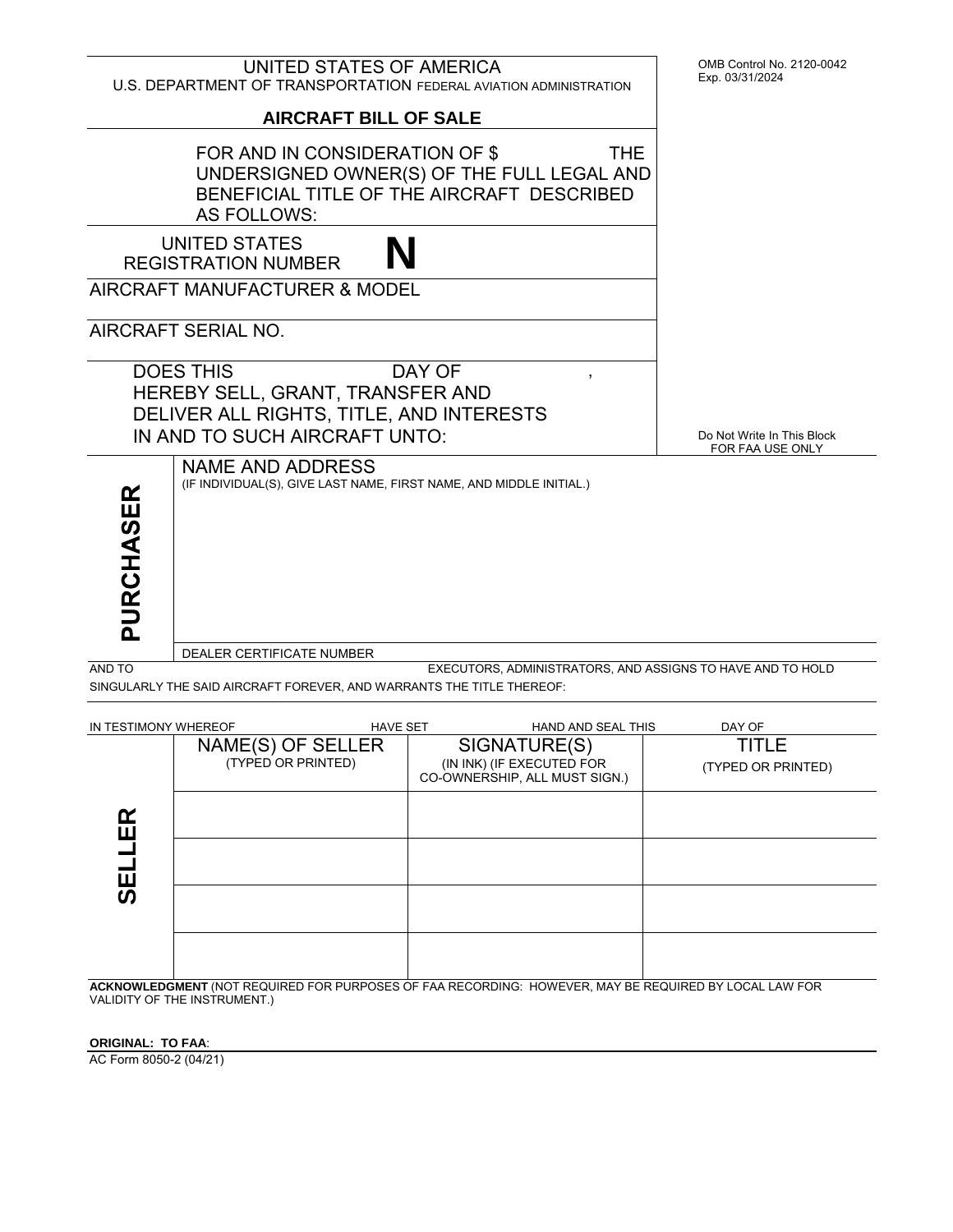# UNITED STATES OF AMERICA

U.S. DEPARTMENT OF TRANSPORTATION FEDERAL AVIATION ADMINISTRATION

OMB Control No. 2120-0042
Exp. 03/31/2024

## AIRCRAFT BILL OF SALE

FOR AND IN CONSIDERATION OF $ THE UNDERSIGNED OWNER(S) OF THE FULL LEGAL AND BENEFICIAL TITLE OF THE AIRCRAFT DESCRIBED AS FOLLOWS:

UNITED STATES REGISTRATION NUMBER **N**

AIRCRAFT MANUFACTURER & MODEL

AIRCRAFT SERIAL NO.

DOES THIS DAY OF ,
HEREBY SELL, GRANT, TRANSFER AND DELIVER ALL RIGHTS, TITLE, AND INTERESTS IN AND TO SUCH AIRCRAFT UNTO:

Do Not Write In This Block
FOR FAA USE ONLY

**PURCHASER**

NAME AND ADDRESS
(IF INDIVIDUAL(S), GIVE LAST NAME, FIRST NAME, AND MIDDLE INITIAL.)

DEALER CERTIFICATE NUMBER

AND TO EXECUTORS, ADMINISTRATORS, AND ASSIGNS TO HAVE AND TO HOLD SINGULARLY THE SAID AIRCRAFT FOREVER, AND WARRANTS THE TITLE THEREOF:

IN TESTIMONY WHEREOF HAVE SET HAND AND SEAL THIS DAY OF

| | NAME(S) OF SELLER (TYPED OR PRINTED) | SIGNATURE(S) (IN INK) (IF EXECUTED FOR CO-OWNERSHIP, ALL MUST SIGN.) | TITLE (TYPED OR PRINTED) |
|---|---|---|---|
| **SELLER** | | | |
| | | | |
| | | | |
| | | | |

**ACKNOWLEDGMENT** (NOT REQUIRED FOR PURPOSES OF FAA RECORDING: HOWEVER, MAY BE REQUIRED BY LOCAL LAW FOR VALIDITY OF THE INSTRUMENT.)

**ORIGINAL: TO FAA**:

AC Form 8050-2 (04/21)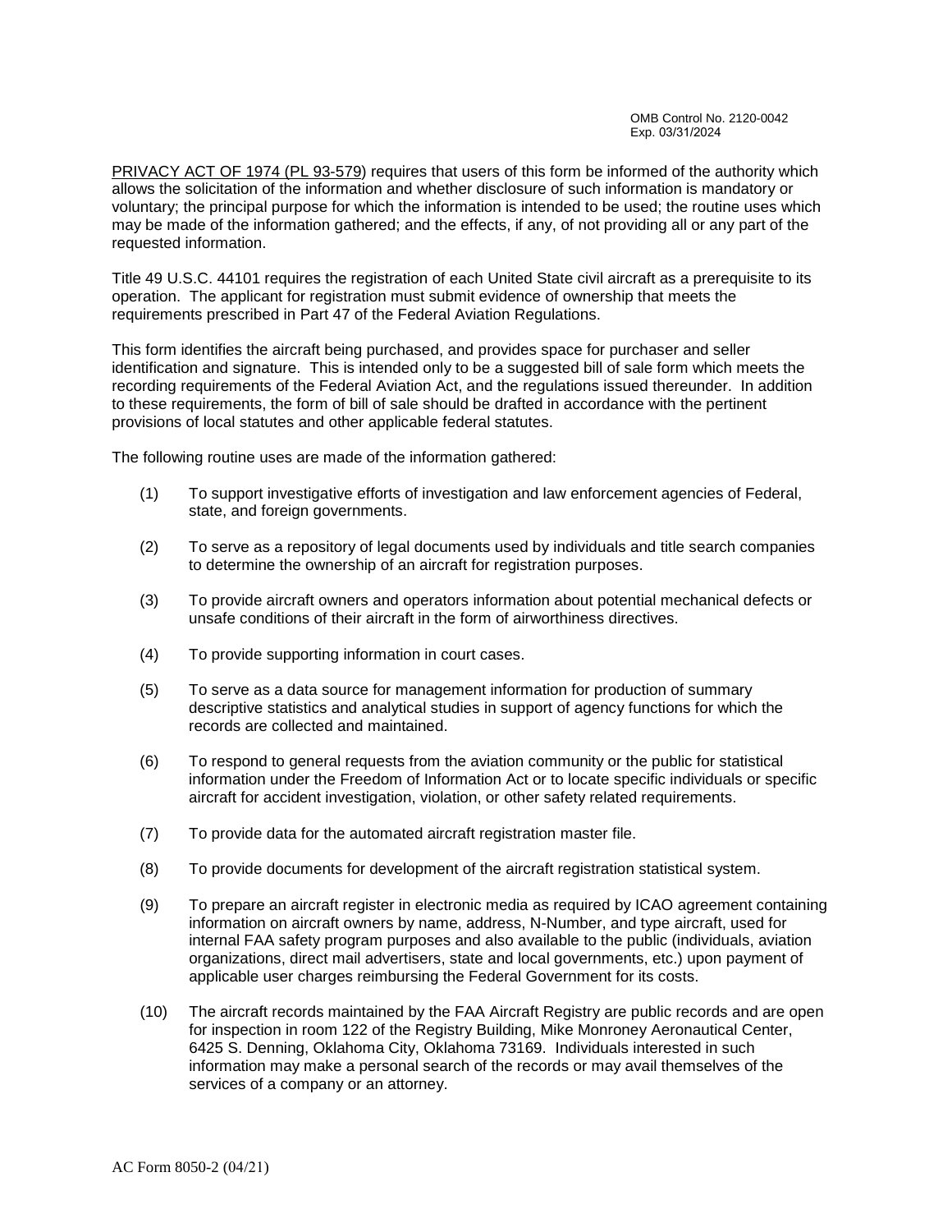OMB Control No. 2120-0042
Exp. 03/31/2024

PRIVACY ACT OF 1974 (PL 93-579) requires that users of this form be informed of the authority which allows the solicitation of the information and whether disclosure of such information is mandatory or voluntary; the principal purpose for which the information is intended to be used; the routine uses which may be made of the information gathered; and the effects, if any, of not providing all or any part of the requested information.

Title 49 U.S.C. 44101 requires the registration of each United State civil aircraft as a prerequisite to its operation. The applicant for registration must submit evidence of ownership that meets the requirements prescribed in Part 47 of the Federal Aviation Regulations.

This form identifies the aircraft being purchased, and provides space for purchaser and seller identification and signature. This is intended only to be a suggested bill of sale form which meets the recording requirements of the Federal Aviation Act, and the regulations issued thereunder. In addition to these requirements, the form of bill of sale should be drafted in accordance with the pertinent provisions of local statutes and other applicable federal statutes.

The following routine uses are made of the information gathered:

(1) To support investigative efforts of investigation and law enforcement agencies of Federal, state, and foreign governments.

(2) To serve as a repository of legal documents used by individuals and title search companies to determine the ownership of an aircraft for registration purposes.

(3) To provide aircraft owners and operators information about potential mechanical defects or unsafe conditions of their aircraft in the form of airworthiness directives.

(4) To provide supporting information in court cases.

(5) To serve as a data source for management information for production of summary descriptive statistics and analytical studies in support of agency functions for which the records are collected and maintained.

(6) To respond to general requests from the aviation community or the public for statistical information under the Freedom of Information Act or to locate specific individuals or specific aircraft for accident investigation, violation, or other safety related requirements.

(7) To provide data for the automated aircraft registration master file.

(8) To provide documents for development of the aircraft registration statistical system.

(9) To prepare an aircraft register in electronic media as required by ICAO agreement containing information on aircraft owners by name, address, N-Number, and type aircraft, used for internal FAA safety program purposes and also available to the public (individuals, aviation organizations, direct mail advertisers, state and local governments, etc.) upon payment of applicable user charges reimbursing the Federal Government for its costs.

(10) The aircraft records maintained by the FAA Aircraft Registry are public records and are open for inspection in room 122 of the Registry Building, Mike Monroney Aeronautical Center, 6425 S. Denning, Oklahoma City, Oklahoma 73169. Individuals interested in such information may make a personal search of the records or may avail themselves of the services of a company or an attorney.

AC Form 8050-2 (04/21)